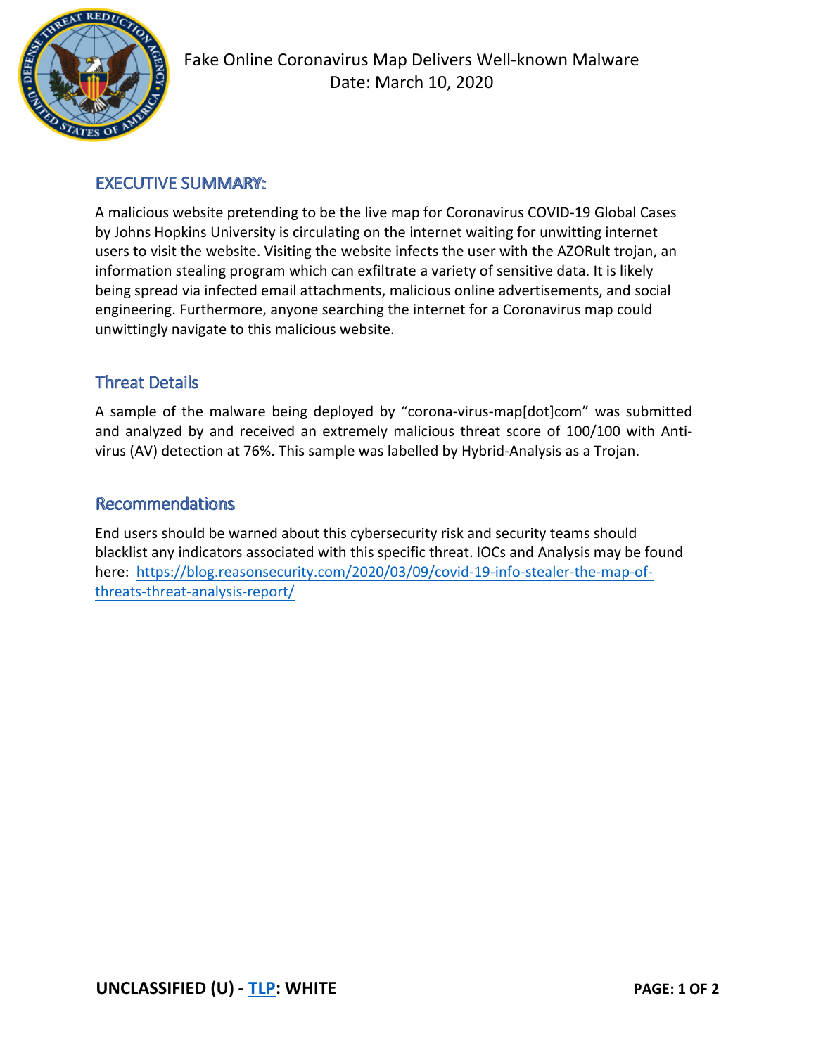# Fake Online Coronavirus Map Delivers Well-known Malware

Date: March 10, 2020

## EXECUTIVE SUMMARY:

A malicious website pretending to be the live map for Coronavirus COVID-19 Global Cases by Johns Hopkins University is circulating on the internet waiting for unwitting internet users to visit the website. Visiting the website infects the user with the AZORult trojan, an information stealing program which can exfiltrate a variety of sensitive data. It is likely being spread via infected email attachments, malicious online advertisements, and social engineering. Furthermore, anyone searching the internet for a Coronavirus map could unwittingly navigate to this malicious website.

## Threat Details

A sample of the malware being deployed by "corona-virus-map[dot]com" was submitted and analyzed by and received an extremely malicious threat score of 100/100 with Anti-virus (AV) detection at 76%. This sample was labelled by Hybrid-Analysis as a Trojan.

## Recommendations

End users should be warned about this cybersecurity risk and security teams should blacklist any indicators associated with this specific threat. IOCs and Analysis may be found here: https://blog.reasonsecurity.com/2020/03/09/covid-19-info-stealer-the-map-of-threats-threat-analysis-report/

**UNCLASSIFIED (U) - TLP: WHITE**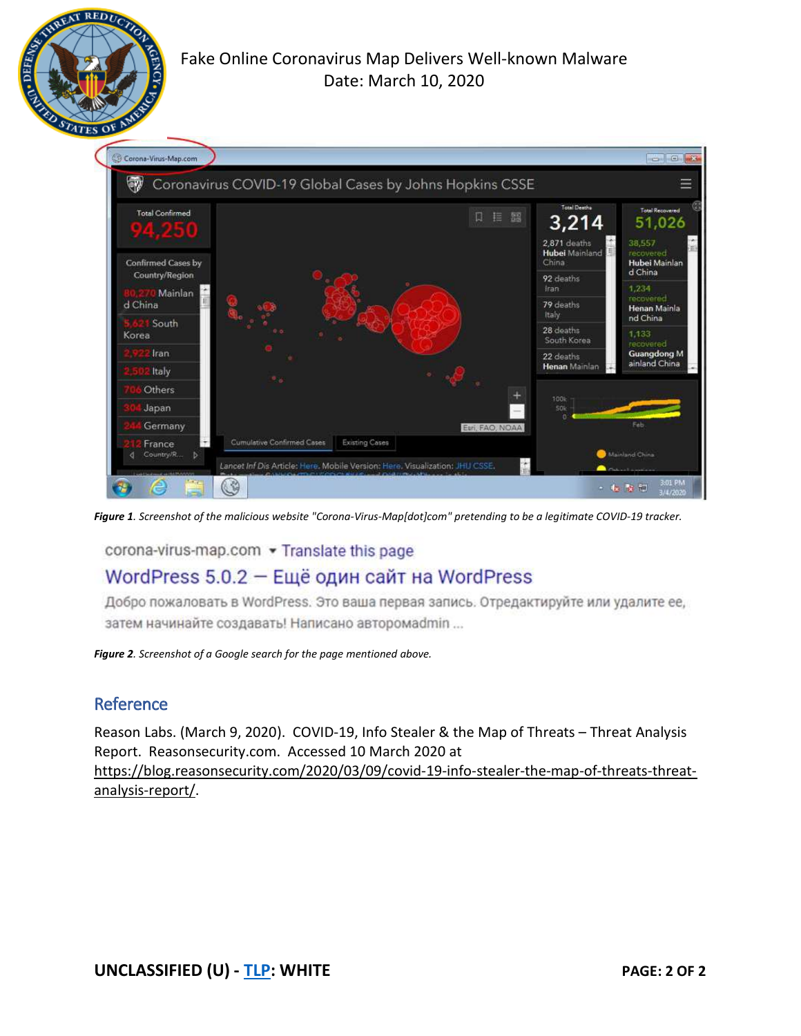Fake Online Coronavirus Map Delivers Well-known Malware
Date: March 10, 2020

***Figure 1***. *Screenshot of the malicious website "Corona-Virus-Map[dot]com" pretending to be a legitimate COVID-19 tracker.*

corona-virus-map.com ▾ Translate this page

WordPress 5.0.2 — Ещё один сайт на WordPress

Добро пожаловать в WordPress. Это ваша первая запись. Отредактируйте или удалите ее, затем начинайте создавать! Написано автоwромadmin ...

***Figure 2***. *Screenshot of a Google search for the page mentioned above.*

## Reference

Reason Labs. (March 9, 2020). COVID-19, Info Stealer & the Map of Threats – Threat Analysis Report. Reasonsecurity.com. Accessed 10 March 2020 at https://blog.reasonsecurity.com/2020/03/09/covid-19-info-stealer-the-map-of-threats-threat-analysis-report/.

**UNCLASSIFIED (U) - TLP: WHITE**